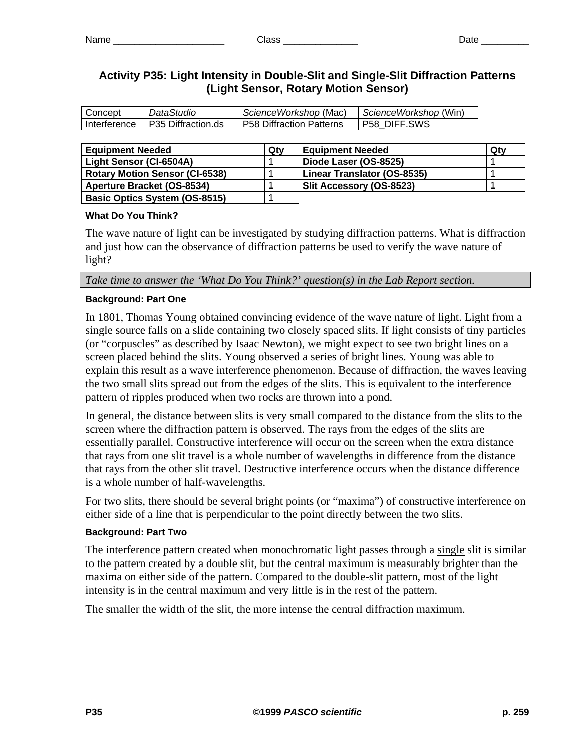Name _____________________ Class ______________ Date _________

# Activity P35: Light Intensity in Double-Slit and Single-Slit Diffraction Patterns (Light Sensor, Rotary Motion Sensor)

| Concept | *DataStudio* | *ScienceWorkshop* (Mac) | *ScienceWorkshop* (Win) |
|---|---|---|---|
| Interference | P35 Diffraction.ds | P58 Diffraction Patterns | P58_DIFF.SWS |

| Equipment Needed | Qty | Equipment Needed | Qty |
|---|---|---|---|
| Light Sensor (CI-6504A) | 1 | Diode Laser (OS-8525) | 1 |
| Rotary Motion Sensor (CI-6538) | 1 | Linear Translator (OS-8535) | 1 |
| Aperture Bracket (OS-8534) | 1 | Slit Accessory (OS-8523) | 1 |
| Basic Optics System (OS-8515) | 1 | | |

### What Do You Think?

The wave nature of light can be investigated by studying diffraction patterns. What is diffraction and just how can the observance of diffraction patterns be used to verify the wave nature of light?

*Take time to answer the 'What Do You Think?' question(s) in the Lab Report section.*

### Background: Part One

In 1801, Thomas Young obtained convincing evidence of the wave nature of light. Light from a single source falls on a slide containing two closely spaced slits. If light consists of tiny particles (or "corpuscles" as described by Isaac Newton), we might expect to see two bright lines on a screen placed behind the slits. Young observed a series of bright lines. Young was able to explain this result as a wave interference phenomenon. Because of diffraction, the waves leaving the two small slits spread out from the edges of the slits. This is equivalent to the interference pattern of ripples produced when two rocks are thrown into a pond.

In general, the distance between slits is very small compared to the distance from the slits to the screen where the diffraction pattern is observed. The rays from the edges of the slits are essentially parallel. Constructive interference will occur on the screen when the extra distance that rays from one slit travel is a whole number of wavelengths in difference from the distance that rays from the other slit travel. Destructive interference occurs when the distance difference is a whole number of half-wavelengths.

For two slits, there should be several bright points (or "maxima") of constructive interference on either side of a line that is perpendicular to the point directly between the two slits.

### Background: Part Two

The interference pattern created when monochromatic light passes through a single slit is similar to the pattern created by a double slit, but the central maximum is measurably brighter than the maxima on either side of the pattern. Compared to the double-slit pattern, most of the light intensity is in the central maximum and very little is in the rest of the pattern.

The smaller the width of the slit, the more intense the central diffraction maximum.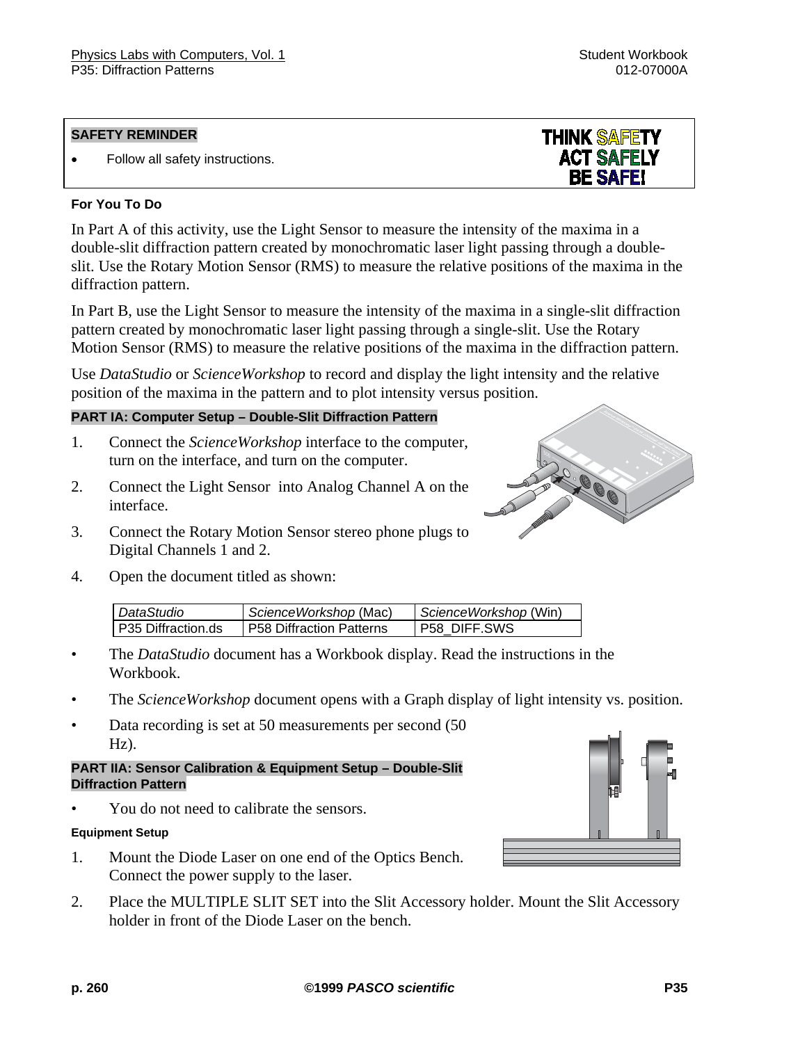**SAFETY REMINDER**

- Follow all safety instructions.

THINK SAFETY
ACT SAFELY
BE SAFE!

**For You To Do**

In Part A of this activity, use the Light Sensor to measure the intensity of the maxima in a double-slit diffraction pattern created by monochromatic laser light passing through a double-slit. Use the Rotary Motion Sensor (RMS) to measure the relative positions of the maxima in the diffraction pattern.

In Part B, use the Light Sensor to measure the intensity of the maxima in a single-slit diffraction pattern created by monochromatic laser light passing through a single-slit. Use the Rotary Motion Sensor (RMS) to measure the relative positions of the maxima in the diffraction pattern.

Use *DataStudio* or *ScienceWorkshop* to record and display the light intensity and the relative position of the maxima in the pattern and to plot intensity versus position.

**PART IA: Computer Setup – Double-Slit Diffraction Pattern**

1. Connect the *ScienceWorkshop* interface to the computer, turn on the interface, and turn on the computer.
2. Connect the Light Sensor into Analog Channel A on the interface.
3. Connect the Rotary Motion Sensor stereo phone plugs to Digital Channels 1 and 2.
4. Open the document titled as shown:

| *DataStudio* | *ScienceWorkshop* (Mac) | *ScienceWorkshop* (Win) |
|---|---|---|
| P35 Diffraction.ds | P58 Diffraction Patterns | P58_DIFF.SWS |

- The *DataStudio* document has a Workbook display. Read the instructions in the Workbook.
- The *ScienceWorkshop* document opens with a Graph display of light intensity vs. position.
- Data recording is set at 50 measurements per second (50 Hz).

**PART IIA: Sensor Calibration & Equipment Setup – Double-Slit Diffraction Pattern**

- You do not need to calibrate the sensors.

**Equipment Setup**

1. Mount the Diode Laser on one end of the Optics Bench. Connect the power supply to the laser.
2. Place the MULTIPLE SLIT SET into the Slit Accessory holder. Mount the Slit Accessory holder in front of the Diode Laser on the bench.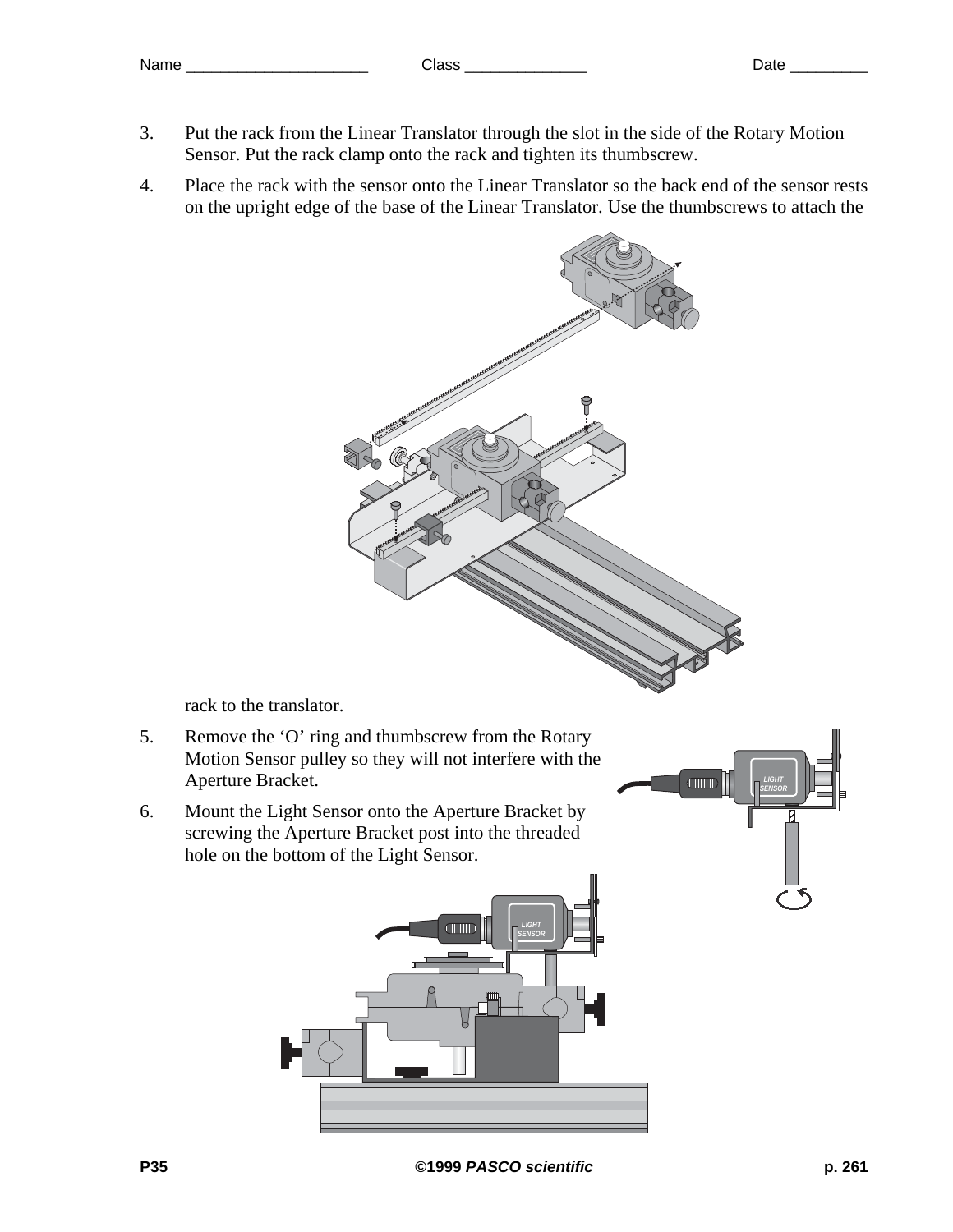3. Put the rack from the Linear Translator through the slot in the side of the Rotary Motion Sensor. Put the rack clamp onto the rack and tighten its thumbscrew.

4. Place the rack with the sensor onto the Linear Translator so the back end of the sensor rests on the upright edge of the base of the Linear Translator. Use the thumbscrews to attach the rack to the translator.

5. Remove the 'O' ring and thumbscrew from the Rotary Motion Sensor pulley so they will not interfere with the Aperture Bracket.

6. Mount the Light Sensor onto the Aperture Bracket by screwing the Aperture Bracket post into the threaded hole on the bottom of the Light Sensor.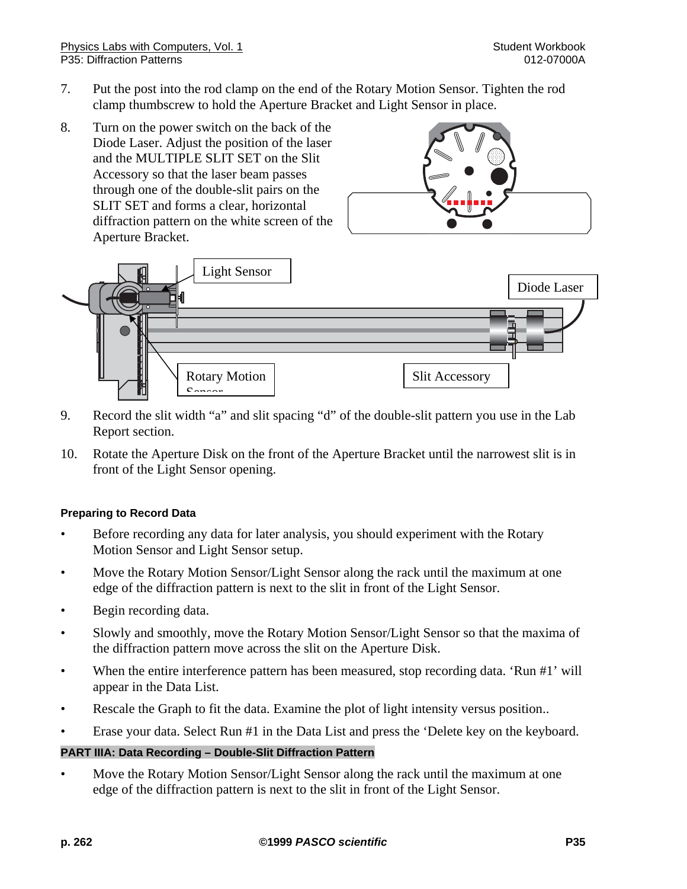7. Put the post into the rod clamp on the end of the Rotary Motion Sensor. Tighten the rod clamp thumbscrew to hold the Aperture Bracket and Light Sensor in place.

8. Turn on the power switch on the back of the Diode Laser. Adjust the position of the laser and the MULTIPLE SLIT SET on the Slit Accessory so that the laser beam passes through one of the double-slit pairs on the SLIT SET and forms a clear, horizontal diffraction pattern on the white screen of the Aperture Bracket.

Light Sensor

Diode Laser

Rotary Motion Sensor

Slit Accessory

9. Record the slit width "a" and slit spacing "d" of the double-slit pattern you use in the Lab Report section.

10. Rotate the Aperture Disk on the front of the Aperture Bracket until the narrowest slit is in front of the Light Sensor opening.

### Preparing to Record Data

- Before recording any data for later analysis, you should experiment with the Rotary Motion Sensor and Light Sensor setup.
- Move the Rotary Motion Sensor/Light Sensor along the rack until the maximum at one edge of the diffraction pattern is next to the slit in front of the Light Sensor.
- Begin recording data.
- Slowly and smoothly, move the Rotary Motion Sensor/Light Sensor so that the maxima of the diffraction pattern move across the slit on the Aperture Disk.
- When the entire interference pattern has been measured, stop recording data. 'Run #1' will appear in the Data List.
- Rescale the Graph to fit the data. Examine the plot of light intensity versus position..
- Erase your data. Select Run #1 in the Data List and press the 'Delete key on the keyboard.

### PART IIIA: Data Recording – Double-Slit Diffraction Pattern

- Move the Rotary Motion Sensor/Light Sensor along the rack until the maximum at one edge of the diffraction pattern is next to the slit in front of the Light Sensor.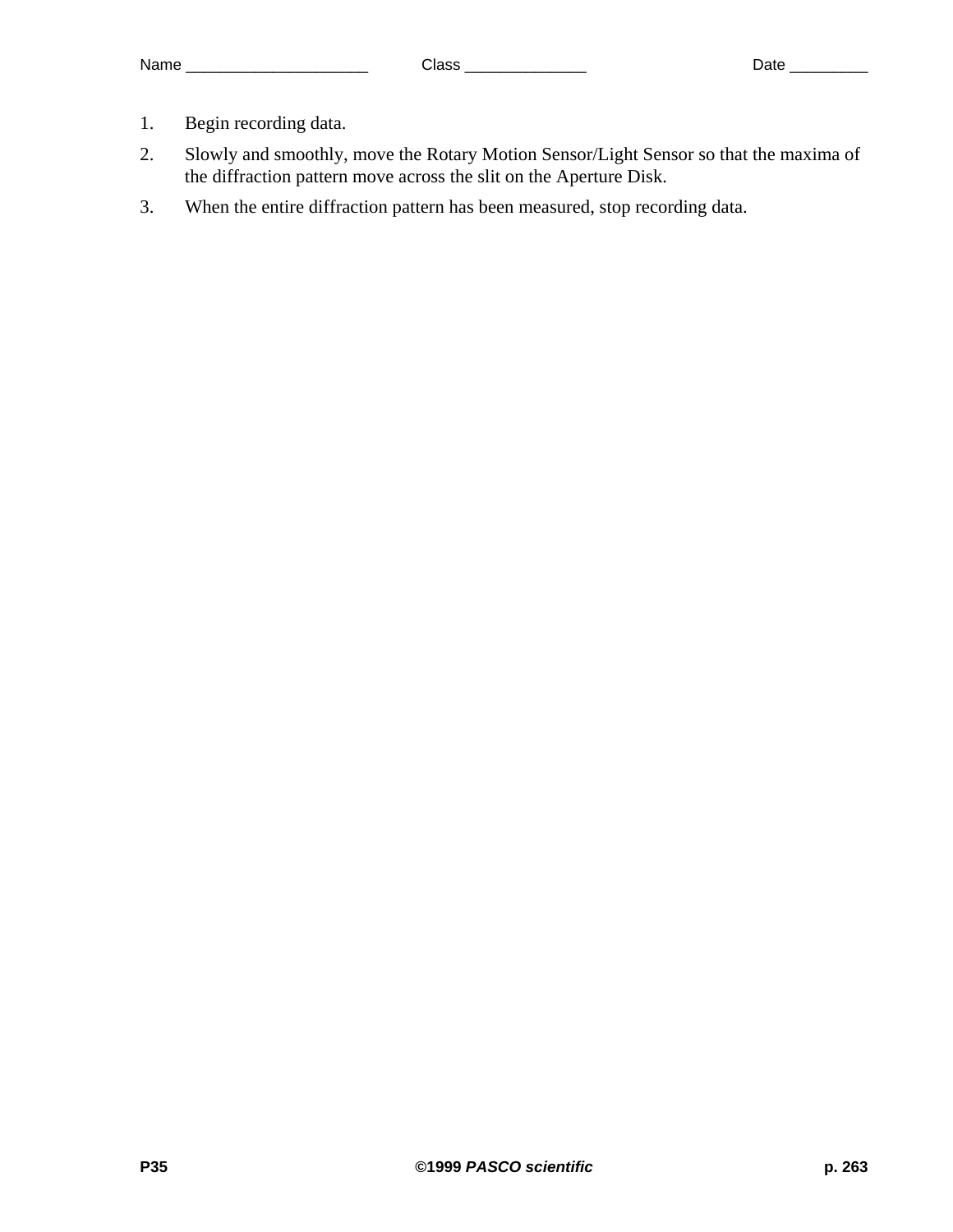Name _____________________ Class ______________ Date _________

1. Begin recording data.
2. Slowly and smoothly, move the Rotary Motion Sensor/Light Sensor so that the maxima of the diffraction pattern move across the slit on the Aperture Disk.
3. When the entire diffraction pattern has been measured, stop recording data.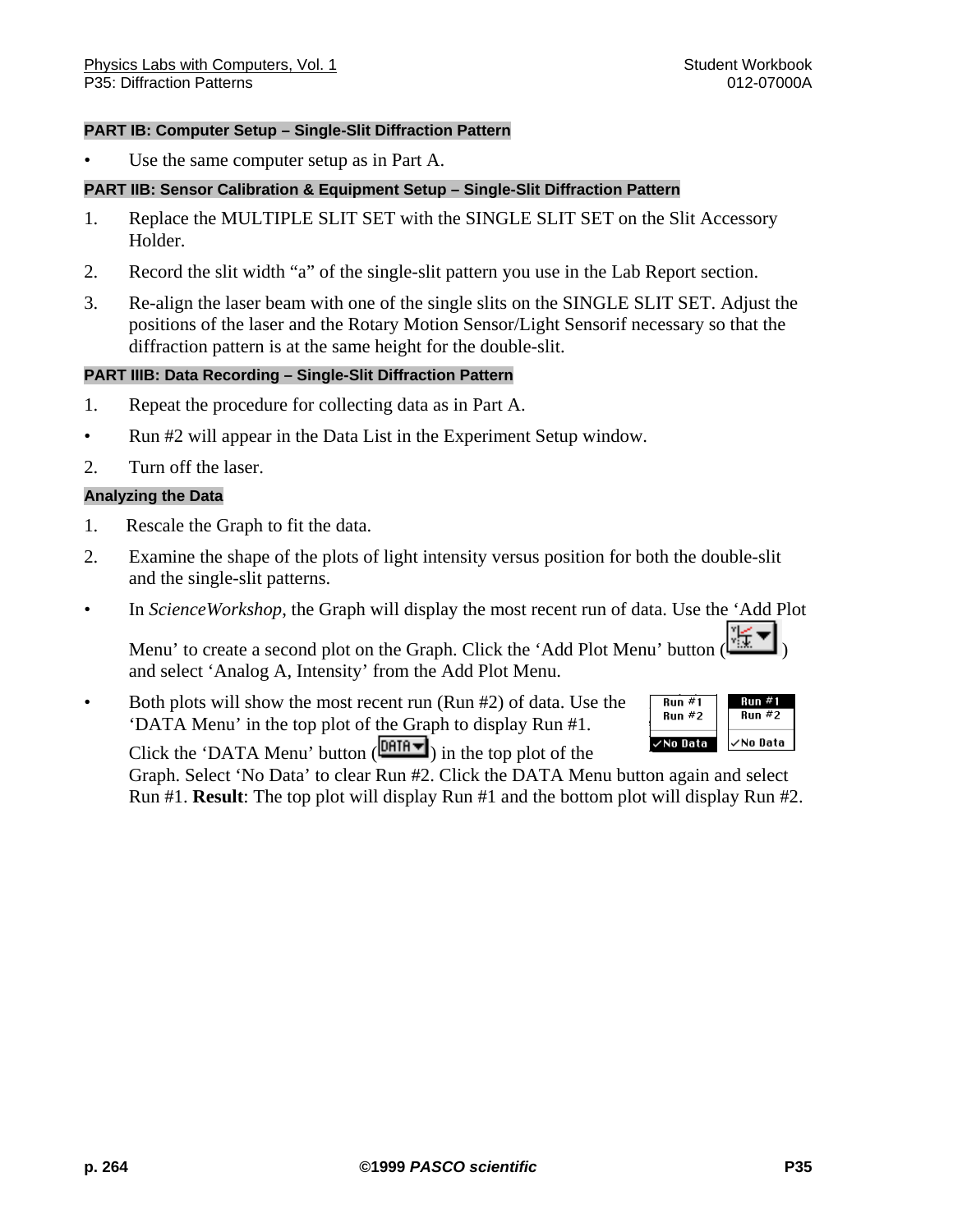**PART IB: Computer Setup – Single-Slit Diffraction Pattern**

- Use the same computer setup as in Part A.

**PART IIB: Sensor Calibration & Equipment Setup – Single-Slit Diffraction Pattern**

1. Replace the MULTIPLE SLIT SET with the SINGLE SLIT SET on the Slit Accessory Holder.
2. Record the slit width “a” of the single-slit pattern you use in the Lab Report section.
3. Re-align the laser beam with one of the single slits on the SINGLE SLIT SET. Adjust the positions of the laser and the Rotary Motion Sensor/Light Sensorif necessary so that the diffraction pattern is at the same height for the double-slit.

**PART IIIB: Data Recording – Single-Slit Diffraction Pattern**

1. Repeat the procedure for collecting data as in Part A.

- Run #2 will appear in the Data List in the Experiment Setup window.

2. Turn off the laser.

**Analyzing the Data**

1. Rescale the Graph to fit the data.
2. Examine the shape of the plots of light intensity versus position for both the double-slit and the single-slit patterns.

- In *ScienceWorkshop*, the Graph will display the most recent run of data. Use the ‘Add Plot Menu’ to create a second plot on the Graph. Click the ‘Add Plot Menu’ button ( ) and select ‘Analog A, Intensity’ from the Add Plot Menu.
- Both plots will show the most recent run (Run #2) of data. Use the ‘DATA Menu’ in the top plot of the Graph to display Run #1. Click the ‘DATA Menu’ button ( ) in the top plot of the Graph. Select ‘No Data’ to clear Run #2. Click the DATA Menu button again and select Run #1. **Result**: The top plot will display Run #1 and the bottom plot will display Run #2.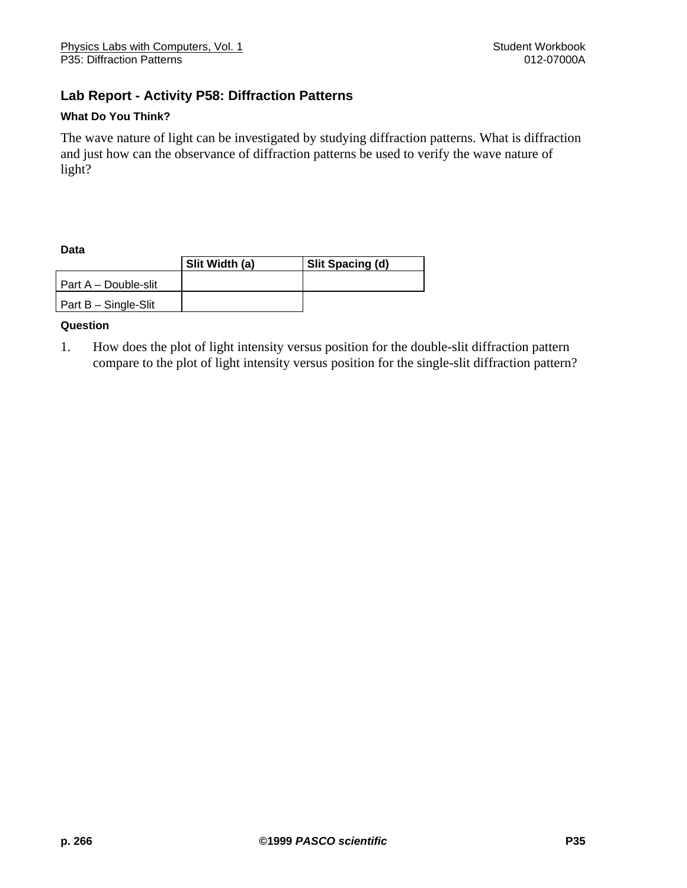## Lab Report - Activity P58: Diffraction Patterns

### What Do You Think?

The wave nature of light can be investigated by studying diffraction patterns. What is diffraction and just how can the observance of diffraction patterns be used to verify the wave nature of light?

### Data

| | Slit Width (a) | Slit Spacing (d) |
|---|---|---|
| Part A – Double-slit | | |
| Part B – Single-Slit | | |

### Question

1. How does the plot of light intensity versus position for the double-slit diffraction pattern compare to the plot of light intensity versus position for the single-slit diffraction pattern?